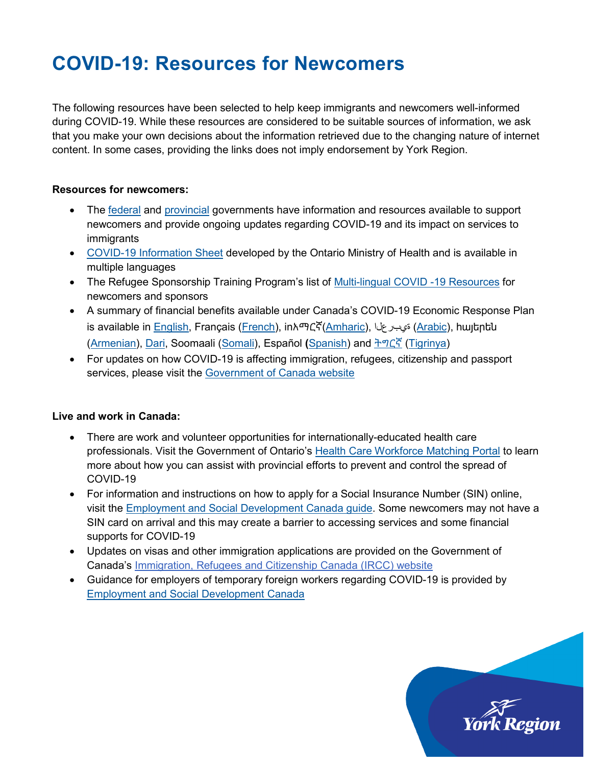# COVID-19: Resources for Newcomers

The following resources have been selected to help keep immigrants and newcomers well-informed during COVID-19. While these resources are considered to be suitable sources of information, we ask that you make your own decisions about the information retrieved due to the changing nature of internet content. In some cases, providing the links does not imply endorsement by York Region.

**Resources for newcomers:**

- The federal and provincial governments have information and resources available to support newcomers and provide ongoing updates regarding COVID-19 and its impact on services to immigrants
- COVID-19 Information Sheet developed by the Ontario Ministry of Health and is available in multiple languages
- The Refugee Sponsorship Training Program's list of Multi-lingual COVID -19 Resources for newcomers and sponsors
- A summary of financial benefits available under Canada's COVID-19 Economic Response Plan is available in English, Français (French), inአማርኛ(Amharic), العربية (Arabic), հայերեն (Armenian), Dari, Soomaali (Somali), Español (Spanish) and ትግርኛ (Tigrinya)
- For updates on how COVID-19 is affecting immigration, refugees, citizenship and passport services, please visit the Government of Canada website

**Live and work in Canada:**

- There are work and volunteer opportunities for internationally-educated health care professionals. Visit the Government of Ontario's Health Care Workforce Matching Portal to learn more about how you can assist with provincial efforts to prevent and control the spread of COVID-19
- For information and instructions on how to apply for a Social Insurance Number (SIN) online, visit the Employment and Social Development Canada guide. Some newcomers may not have a SIN card on arrival and this may create a barrier to accessing services and some financial supports for COVID-19
- Updates on visas and other immigration applications are provided on the Government of Canada's Immigration, Refugees and Citizenship Canada (IRCC) website
- Guidance for employers of temporary foreign workers regarding COVID-19 is provided by Employment and Social Development Canada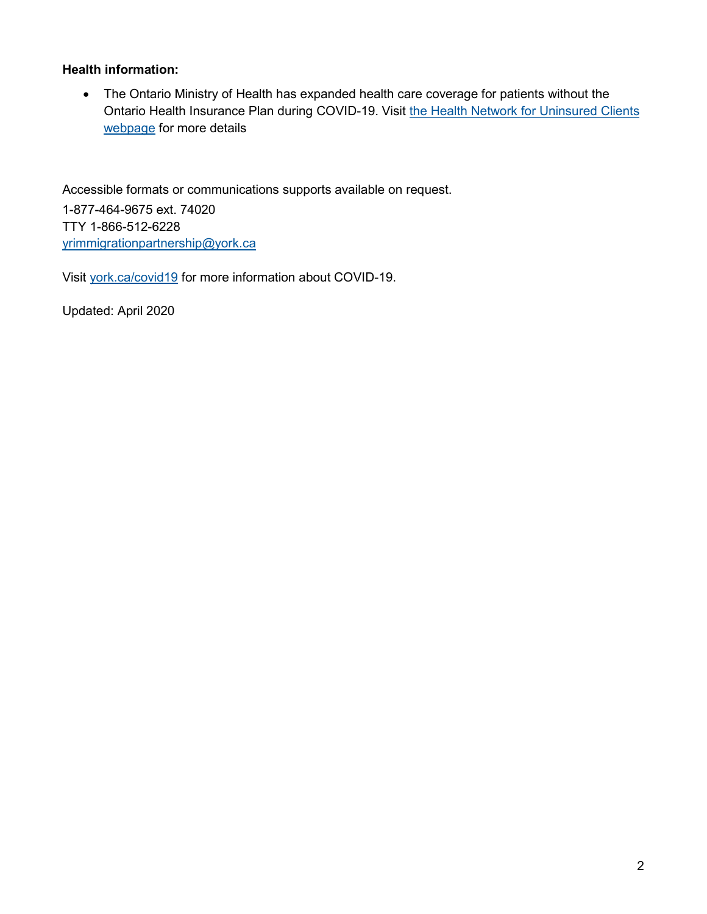**Health information:**

- The Ontario Ministry of Health has expanded health care coverage for patients without the Ontario Health Insurance Plan during COVID-19. Visit [the Health Network for Uninsured Clients webpage](#) for more details

Accessible formats or communications supports available on request.
1-877-464-9675 ext. 74020
TTY 1-866-512-6228
yrimmigrationpartnership@york.ca

Visit york.ca/covid19 for more information about COVID-19.

Updated: April 2020